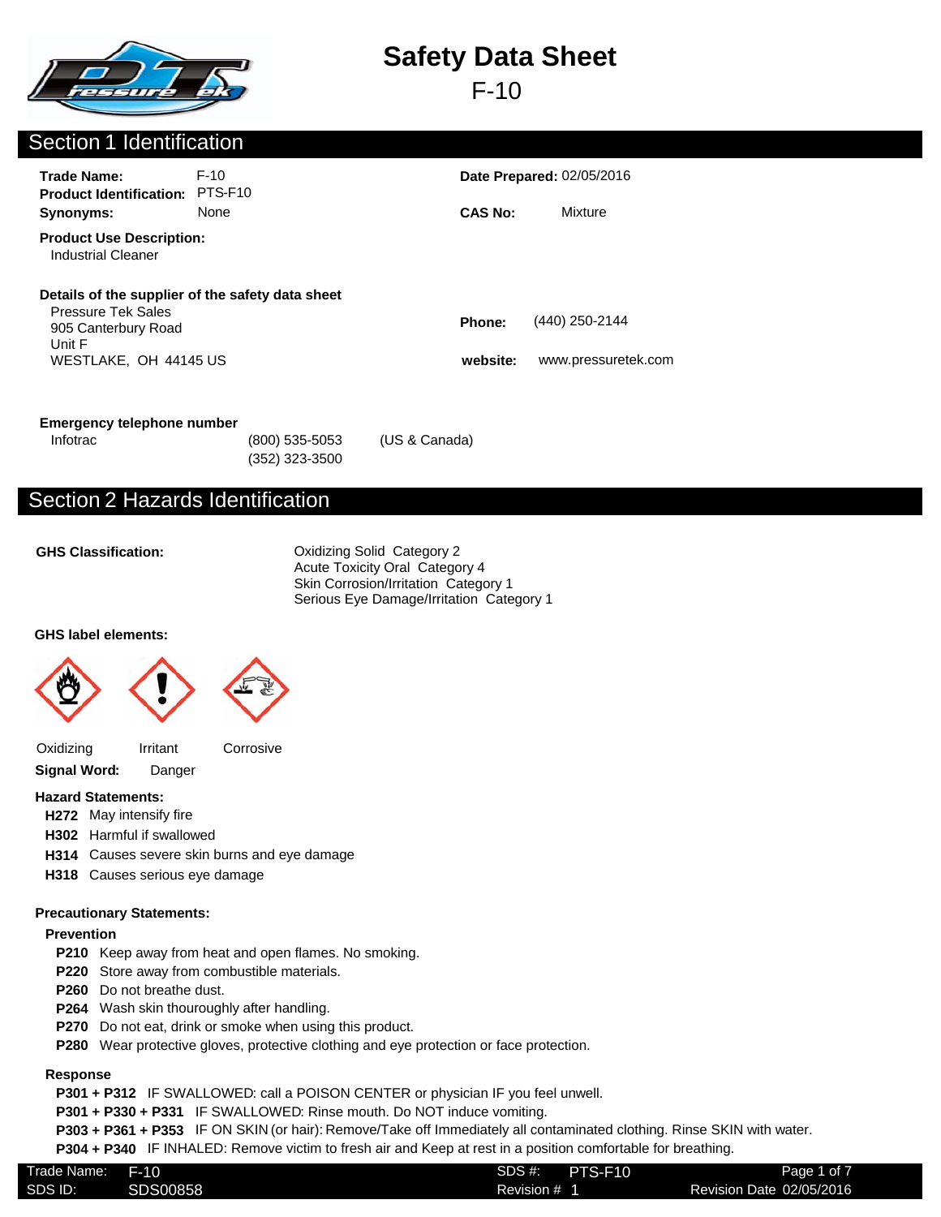# Safety Data Sheet

F-10

## Section 1 Identification

**Trade Name:** F-10

**Product Identification:** PTS-F10

**Synonyms:** None

**Date Prepared:** 02/05/2016

**CAS No:** Mixture

**Product Use Description:**
Industrial Cleaner

**Details of the supplier of the safety data sheet**
Pressure Tek Sales
905 Canterbury Road
Unit F
WESTLAKE, OH 44145 US

**Phone:** (440) 250-2144

**website:** www.pressuretek.com

**Emergency telephone number**
Infotrac (800) 535-5053 (US & Canada)
(352) 323-3500

## Section 2 Hazards Identification

**GHS Classification:**
Oxidizing Solid Category 2
Acute Toxicity Oral Category 4
Skin Corrosion/Irritation Category 1
Serious Eye Damage/Irritation Category 1

**GHS label elements:**

Oxidizing Irritant Corrosive

**Signal Word:** Danger

**Hazard Statements:**

- **H272** May intensify fire
- **H302** Harmful if swallowed
- **H314** Causes severe skin burns and eye damage
- **H318** Causes serious eye damage

**Precautionary Statements:**

**Prevention**

- **P210** Keep away from heat and open flames. No smoking.
- **P220** Store away from combustible materials.
- **P260** Do not breathe dust.
- **P264** Wash skin thouroughly after handling.
- **P270** Do not eat, drink or smoke when using this product.
- **P280** Wear protective gloves, protective clothing and eye protection or face protection.

**Response**

- **P301 + P312** IF SWALLOWED: call a POISON CENTER or physician IF you feel unwell.
- **P301 + P330 + P331** IF SWALLOWED: Rinse mouth. Do NOT induce vomiting.
- **P303 + P361 + P353** IF ON SKIN (or hair): Remove/Take off Immediately all contaminated clothing. Rinse SKIN with water.
- **P304 + P340** IF INHALED: Remove victim to fresh air and Keep at rest in a position comfortable for breathing.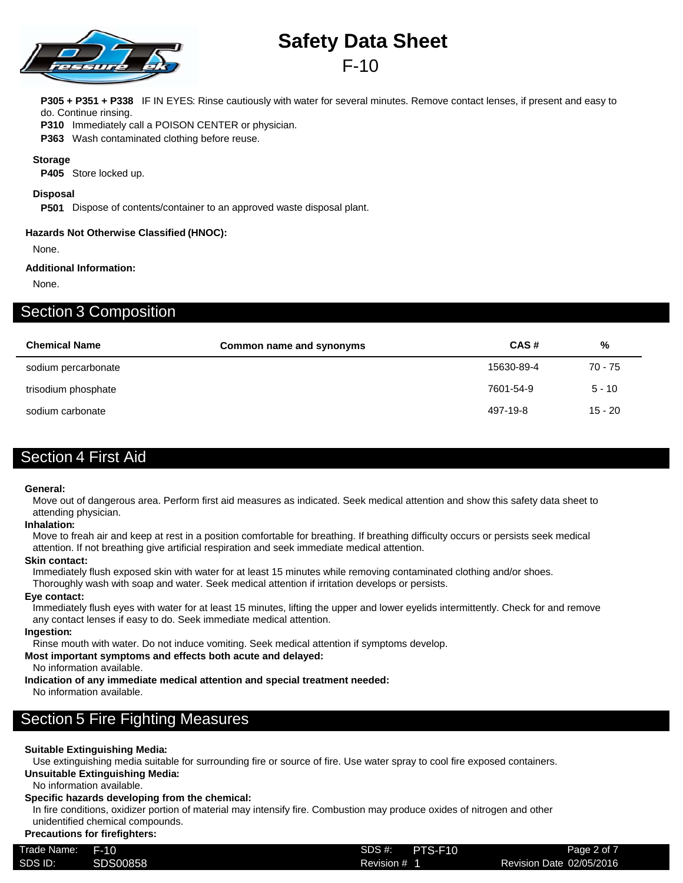**P305 + P351 + P338** IF IN EYES: Rinse cautiously with water for several minutes. Remove contact lenses, if present and easy to do. Continue rinsing.

**P310** Immediately call a POISON CENTER or physician.

**P363** Wash contaminated clothing before reuse.

**Storage**

**P405** Store locked up.

**Disposal**

**P501** Dispose of contents/container to an approved waste disposal plant.

**Hazards Not Otherwise Classified (HNOC):**

None.

**Additional Information:**

None.

## Section 3 Composition

| Chemical Name | Common name and synonyms | CAS # | % |
|---|---|---|---|
| sodium percarbonate | | 15630-89-4 | 70 - 75 |
| trisodium phosphate | | 7601-54-9 | 5 - 10 |
| sodium carbonate | | 497-19-8 | 15 - 20 |

## Section 4 First Aid

**General:**

Move out of dangerous area. Perform first aid measures as indicated. Seek medical attention and show this safety data sheet to attending physician.

**Inhalation:**

Move to freah air and keep at rest in a position comfortable for breathing. If breathing difficulty occurs or persists seek medical attention. If not breathing give artificial respiration and seek immediate medical attention.

**Skin contact:**

Immediately flush exposed skin with water for at least 15 minutes while removing contaminated clothing and/or shoes. Thoroughly wash with soap and water. Seek medical attention if irritation develops or persists.

**Eye contact:**

Immediately flush eyes with water for at least 15 minutes, lifting the upper and lower eyelids intermittently. Check for and remove any contact lenses if easy to do. Seek immediate medical attention.

**Ingestion:**

Rinse mouth with water. Do not induce vomiting. Seek medical attention if symptoms develop.

**Most important symptoms and effects both acute and delayed:**

No information available.

**Indication of any immediate medical attention and special treatment needed:**

No information available.

## Section 5 Fire Fighting Measures

**Suitable Extinguishing Media:**

Use extinguishing media suitable for surrounding fire or source of fire. Use water spray to cool fire exposed containers.

**Unsuitable Extinguishing Media:**

No information available.

**Specific hazards developing from the chemical:**

In fire conditions, oxidizer portion of material may intensify fire. Combustion may produce oxides of nitrogen and other unidentified chemical compounds.

**Precautions for firefighters:**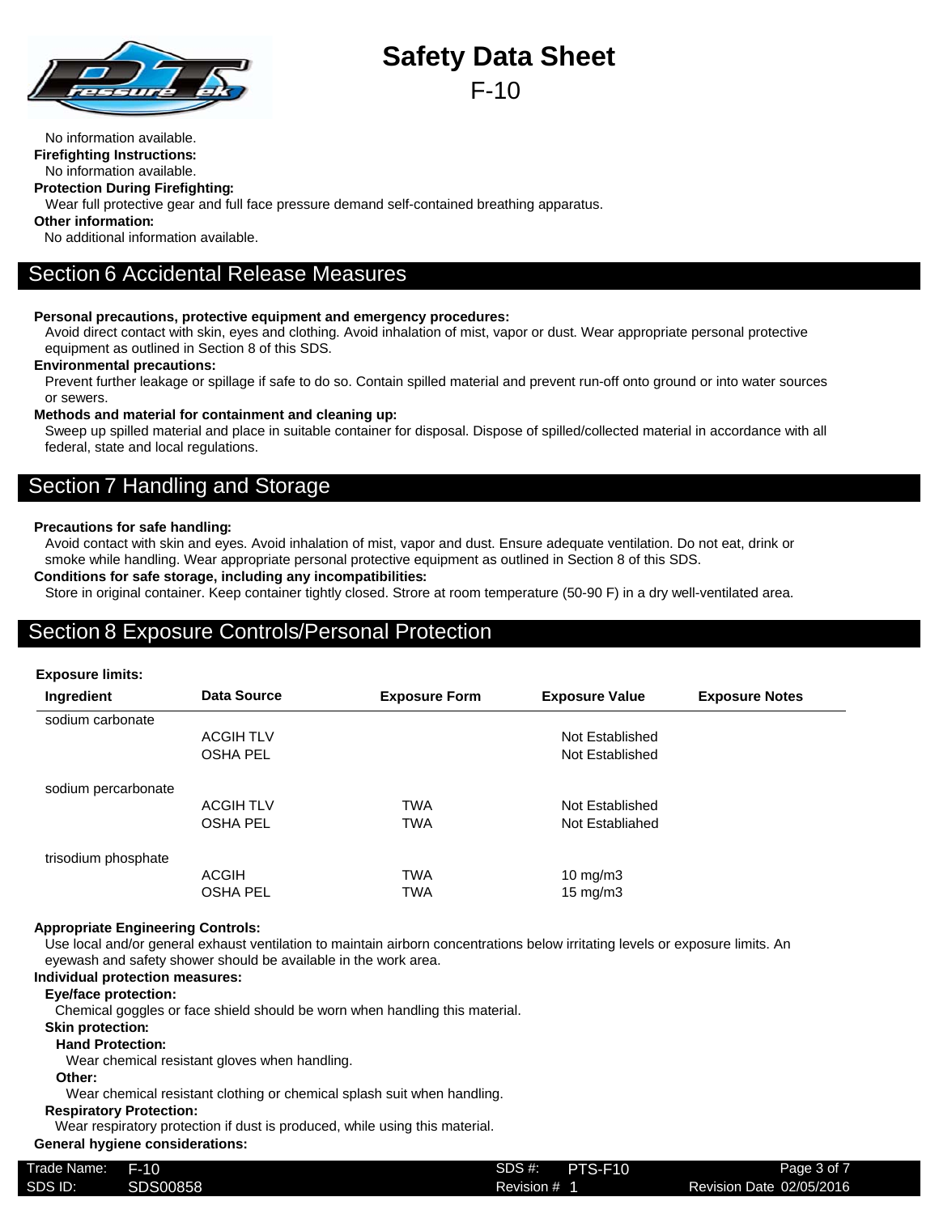No information available.

**Firefighting Instructions:**

No information available.

**Protection During Firefighting:**

Wear full protective gear and full face pressure demand self-contained breathing apparatus.

**Other information:**

No additional information available.

## Section 6 Accidental Release Measures

**Personal precautions, protective equipment and emergency procedures:**

Avoid direct contact with skin, eyes and clothing. Avoid inhalation of mist, vapor or dust. Wear appropriate personal protective equipment as outlined in Section 8 of this SDS.

**Environmental precautions:**

Prevent further leakage or spillage if safe to do so. Contain spilled material and prevent run-off onto ground or into water sources or sewers.

**Methods and material for containment and cleaning up:**

Sweep up spilled material and place in suitable container for disposal. Dispose of spilled/collected material in accordance with all federal, state and local regulations.

## Section 7 Handling and Storage

**Precautions for safe handling:**

Avoid contact with skin and eyes. Avoid inhalation of mist, vapor and dust. Ensure adequate ventilation. Do not eat, drink or smoke while handling. Wear appropriate personal protective equipment as outlined in Section 8 of this SDS.

**Conditions for safe storage, including any incompatibilities:**

Store in original container. Keep container tightly closed. Strore at room temperature (50-90 F) in a dry well-ventilated area.

## Section 8 Exposure Controls/Personal Protection

**Exposure limits:**

| Ingredient | Data Source | Exposure Form | Exposure Value | Exposure Notes |
|---|---|---|---|---|
| sodium carbonate | | | | |
| | ACGIH TLV | | Not Established | |
| | OSHA PEL | | Not Established | |
| sodium percarbonate | | | | |
| | ACGIH TLV | TWA | Not Established | |
| | OSHA PEL | TWA | Not Establiahed | |
| trisodium phosphate | | | | |
| | ACGIH | TWA | 10 mg/m3 | |
| | OSHA PEL | TWA | 15 mg/m3 | |

**Appropriate Engineering Controls:**

Use local and/or general exhaust ventilation to maintain airborn concentrations below irritating levels or exposure limits. An eyewash and safety shower should be available in the work area.

**Individual protection measures:**

**Eye/face protection:**

Chemical goggles or face shield should be worn when handling this material.

**Skin protection:**

**Hand Protection:**

Wear chemical resistant gloves when handling.

**Other:**

Wear chemical resistant clothing or chemical splash suit when handling.

**Respiratory Protection:**

Wear respiratory protection if dust is produced, while using this material.

**General hygiene considerations:**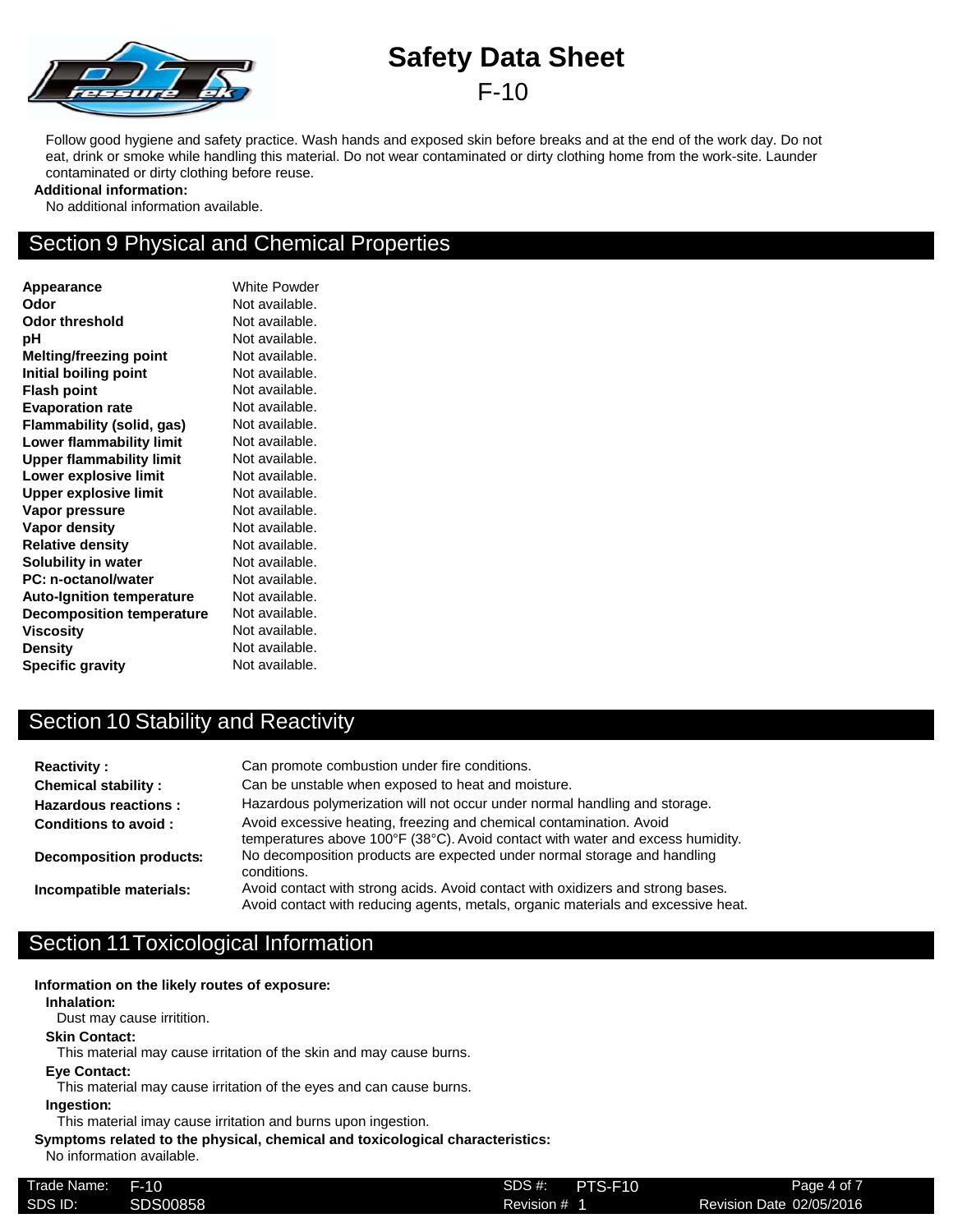Follow good hygiene and safety practice. Wash hands and exposed skin before breaks and at the end of the work day. Do not eat, drink or smoke while handling this material. Do not wear contaminated or dirty clothing home from the work-site. Launder contaminated or dirty clothing before reuse.

**Additional information:**

No additional information available.

## Section 9 Physical and Chemical Properties

| | |
|---|---|
| **Appearance** | White Powder |
| **Odor** | Not available. |
| **Odor threshold** | Not available. |
| **pH** | Not available. |
| **Melting/freezing point** | Not available. |
| **Initial boiling point** | Not available. |
| **Flash point** | Not available. |
| **Evaporation rate** | Not available. |
| **Flammability (solid, gas)** | Not available. |
| **Lower flammability limit** | Not available. |
| **Upper flammability limit** | Not available. |
| **Lower explosive limit** | Not available. |
| **Upper explosive limit** | Not available. |
| **Vapor pressure** | Not available. |
| **Vapor density** | Not available. |
| **Relative density** | Not available. |
| **Solubility in water** | Not available. |
| **PC: n-octanol/water** | Not available. |
| **Auto-Ignition temperature** | Not available. |
| **Decomposition temperature** | Not available. |
| **Viscosity** | Not available. |
| **Density** | Not available. |
| **Specific gravity** | Not available. |

## Section 10 Stability and Reactivity

| | |
|---|---|
| **Reactivity :** | Can promote combustion under fire conditions. |
| **Chemical stability :** | Can be unstable when exposed to heat and moisture. |
| **Hazardous reactions :** | Hazardous polymerization will not occur under normal handling and storage. |
| **Conditions to avoid :** | Avoid excessive heating, freezing and chemical contamination. Avoid temperatures above 100°F (38°C). Avoid contact with water and excess humidity. |
| **Decomposition products:** | No decomposition products are expected under normal storage and handling conditions. |
| **Incompatible materials:** | Avoid contact with strong acids. Avoid contact with oxidizers and strong bases. Avoid contact with reducing agents, metals, organic materials and excessive heat. |

## Section 11 Toxicological Information

**Information on the likely routes of exposure:**

**Inhalation:**

Dust may cause irritition.

**Skin Contact:**

This material may cause irritation of the skin and may cause burns.

**Eye Contact:**

This material may cause irritation of the eyes and can cause burns.

**Ingestion:**

This material imay cause irritation and burns upon ingestion.

**Symptoms related to the physical, chemical and toxicological characteristics:**

No information available.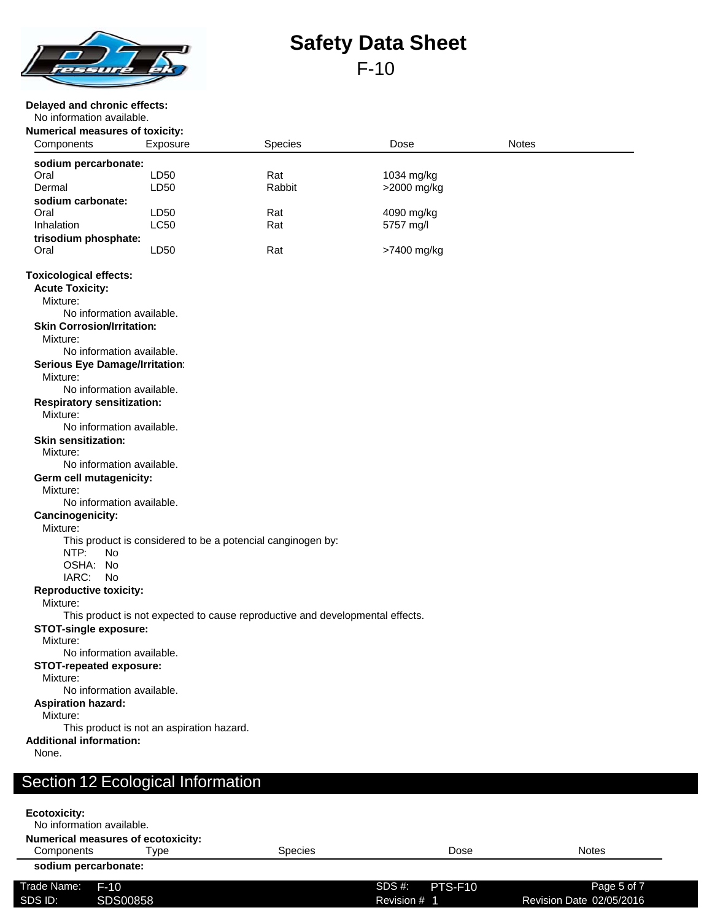**Delayed and chronic effects:**

No information available.

**Numerical measures of toxicity:**

| Components | Exposure | Species | Dose | Notes |
|---|---|---|---|---|
| **sodium percarbonate:** | | | | |
| Oral | LD50 | Rat | 1034 mg/kg | |
| Dermal | LD50 | Rabbit | >2000 mg/kg | |
| **sodium carbonate:** | | | | |
| Oral | LD50 | Rat | 4090 mg/kg | |
| Inhalation | LC50 | Rat | 5757 mg/l | |
| **trisodium phosphate:** | | | | |
| Oral | LD50 | Rat | >7400 mg/kg | |

**Toxicological effects:**

**Acute Toxicity:**

Mixture:

No information available.

**Skin Corrosion/Irritation:**

Mixture:

No information available.

**Serious Eye Damage/Irritation:**

Mixture:

No information available.

**Respiratory sensitization:**

Mixture:

No information available.

**Skin sensitization:**

Mixture:

No information available.

**Germ cell mutagenicity:**

Mixture:

No information available.

**Cancinogenicity:**

Mixture:

This product is considered to be a potencial canginogen by:

NTP: No

OSHA: No

IARC: No

**Reproductive toxicity:**

Mixture:

This product is not expected to cause reproductive and developmental effects.

**STOT-single exposure:**

Mixture:

No information available.

**STOT-repeated exposure:**

Mixture:

No information available.

**Aspiration hazard:**

Mixture:

This product is not an aspiration hazard.

**Additional information:**

None.

## Section 12 Ecological Information

**Ecotoxicity:**

No information available.

**Numerical measures of ecotoxicity:**

| Components | Type | Species | Dose | Notes |
|---|---|---|---|---|
| **sodium percarbonate:** | | | | |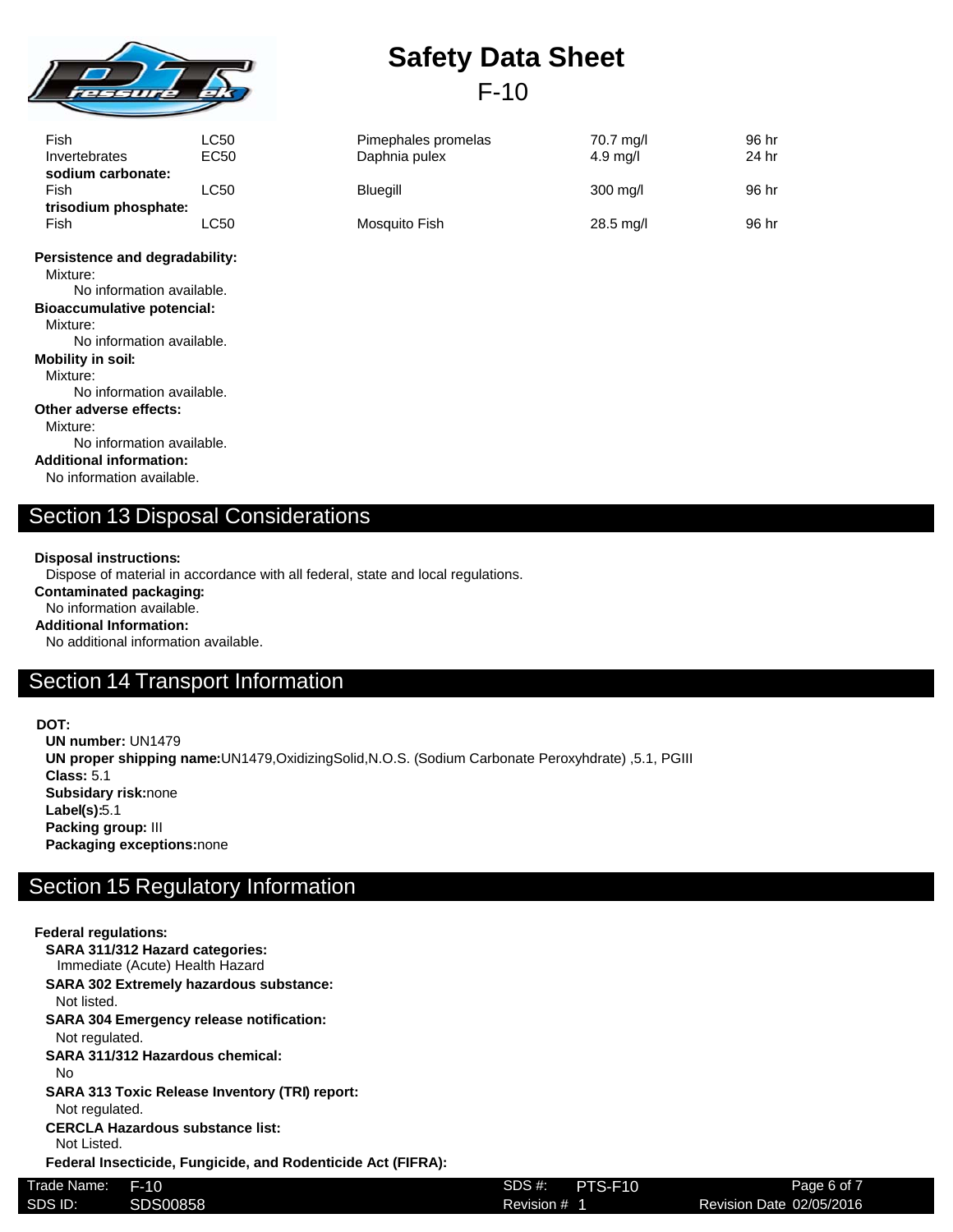| | | | | |
|---|---|---|---|---|
| Fish | LC50 | Pimephales promelas | 70.7 mg/l | 96 hr |
| Invertebrates | EC50 | Daphnia pulex | 4.9 mg/l | 24 hr |
| **sodium carbonate:** | | | | |
| Fish | LC50 | Bluegill | 300 mg/l | 96 hr |
| **trisodium phosphate:** | | | | |
| Fish | LC50 | Mosquito Fish | 28.5 mg/l | 96 hr |

**Persistence and degradability:**
Mixture:
No information available.

**Bioaccumulative potencial:**
Mixture:
No information available.

**Mobility in soil:**
Mixture:
No information available.

**Other adverse effects:**
Mixture:
No information available.

**Additional information:**
No information available.

## Section 13 Disposal Considerations

**Disposal instructions:**
Dispose of material in accordance with all federal, state and local regulations.

**Contaminated packaging:**
No information available.

**Additional Information:**
No additional information available.

## Section 14 Transport Information

**DOT:**

**UN number:** UN1479
**UN proper shipping name:**UN1479,OxidizingSolid,N.O.S. (Sodium Carbonate Peroxyhdrate) ,5.1, PGIII
**Class:** 5.1
**Subsidary risk:**none
**Label(s):**5.1
**Packing group:** III
**Packaging exceptions:**none

## Section 15 Regulatory Information

**Federal regulations:**

**SARA 311/312 Hazard categories:**
Immediate (Acute) Health Hazard

**SARA 302 Extremely hazardous substance:**
Not listed.

**SARA 304 Emergency release notification:**
Not regulated.

**SARA 311/312 Hazardous chemical:**
No

**SARA 313 Toxic Release Inventory (TRI) report:**
Not regulated.

**CERCLA Hazardous substance list:**
Not Listed.

**Federal Insecticide, Fungicide, and Rodenticide Act (FIFRA):**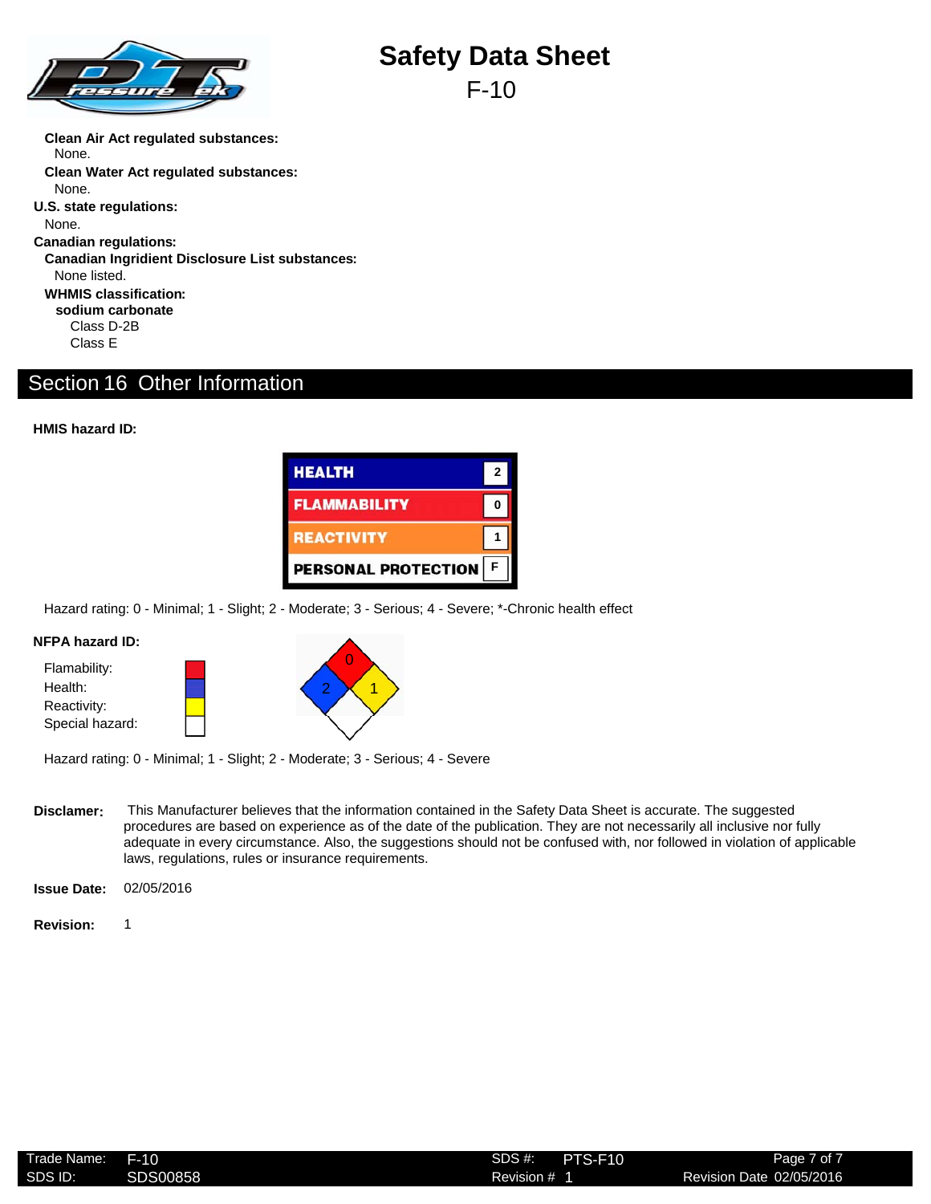**Clean Air Act regulated substances:**
None.

**Clean Water Act regulated substances:**
None.

**U.S. state regulations:**
None.

**Canadian regulations:**

**Canadian Ingridient Disclosure List substances:**
None listed.

**WHMIS classification:**

**sodium carbonate**
Class D-2B
Class E

## Section 16 Other Information

**HMIS hazard ID:**

| | |
|---|---|
| HEALTH | 2 |
| FLAMMABILITY | 0 |
| REACTIVITY | 1 |
| PERSONAL PROTECTION | F |

Hazard rating: 0 - Minimal; 1 - Slight; 2 - Moderate; 3 - Serious; 4 - Severe; *-Chronic health effect

**NFPA hazard ID:**

Flamability:
Health:
Reactivity:
Special hazard:

0
2
1

Hazard rating: 0 - Minimal; 1 - Slight; 2 - Moderate; 3 - Serious; 4 - Severe

**Disclamer:** This Manufacturer believes that the information contained in the Safety Data Sheet is accurate. The suggested procedures are based on experience as of the date of the publication. They are not necessarily all inclusive nor fully adequate in every circumstance. Also, the suggestions should not be confused with, nor followed in violation of applicable laws, regulations, rules or insurance requirements.

**Issue Date:** 02/05/2016

**Revision:** 1